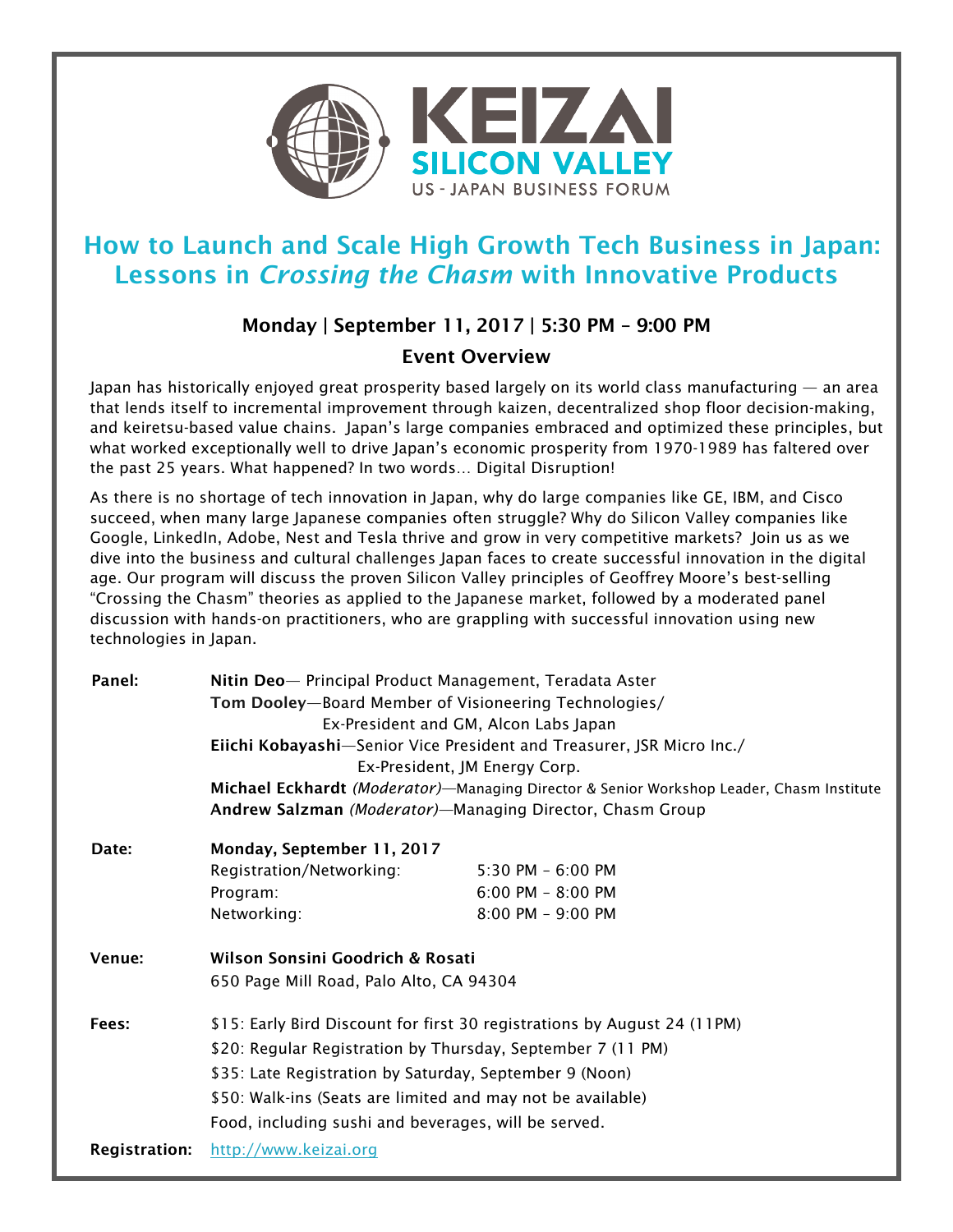KEIZAI
SILICON VALLEY
US - JAPAN BUSINESS FORUM

# How to Launch and Scale High Growth Tech Business in Japan: Lessons in *Crossing the Chasm* with Innovative Products

### Monday | September 11, 2017 | 5:30 PM – 9:00 PM

### Event Overview

Japan has historically enjoyed great prosperity based largely on its world class manufacturing — an area that lends itself to incremental improvement through kaizen, decentralized shop floor decision-making, and keiretsu-based value chains. Japan's large companies embraced and optimized these principles, but what worked exceptionally well to drive Japan's economic prosperity from 1970-1989 has faltered over the past 25 years. What happened? In two words… Digital Disruption!

As there is no shortage of tech innovation in Japan, why do large companies like GE, IBM, and Cisco succeed, when many large Japanese companies often struggle? Why do Silicon Valley companies like Google, LinkedIn, Adobe, Nest and Tesla thrive and grow in very competitive markets? Join us as we dive into the business and cultural challenges Japan faces to create successful innovation in the digital age. Our program will discuss the proven Silicon Valley principles of Geoffrey Moore's best-selling "Crossing the Chasm" theories as applied to the Japanese market, followed by a moderated panel discussion with hands-on practitioners, who are grappling with successful innovation using new technologies in Japan.

**Panel:**

- **Nitin Deo**— Principal Product Management, Teradata Aster
- **Tom Dooley**—Board Member of Visioneering Technologies/ Ex-President and GM, Alcon Labs Japan
- **Eiichi Kobayashi**—Senior Vice President and Treasurer, JSR Micro Inc./ Ex-President, JM Energy Corp.
- **Michael Eckhardt** *(Moderator)*—Managing Director & Senior Workshop Leader, Chasm Institute
- **Andrew Salzman** *(Moderator)*—Managing Director, Chasm Group

**Date:** **Monday, September 11, 2017**

| | |
|---|---|
| Registration/Networking: | 5:30 PM – 6:00 PM |
| Program: | 6:00 PM – 8:00 PM |
| Networking: | 8:00 PM – 9:00 PM |

**Venue:** **Wilson Sonsini Goodrich & Rosati**
650 Page Mill Road, Palo Alto, CA 94304

**Fees:**

- $15: Early Bird Discount for first 30 registrations by August 24 (11PM)
- $20: Regular Registration by Thursday, September 7 (11 PM)
- $35: Late Registration by Saturday, September 9 (Noon)
- $50: Walk-ins (Seats are limited and may not be available)

Food, including sushi and beverages, will be served.

**Registration:** http://www.keizai.org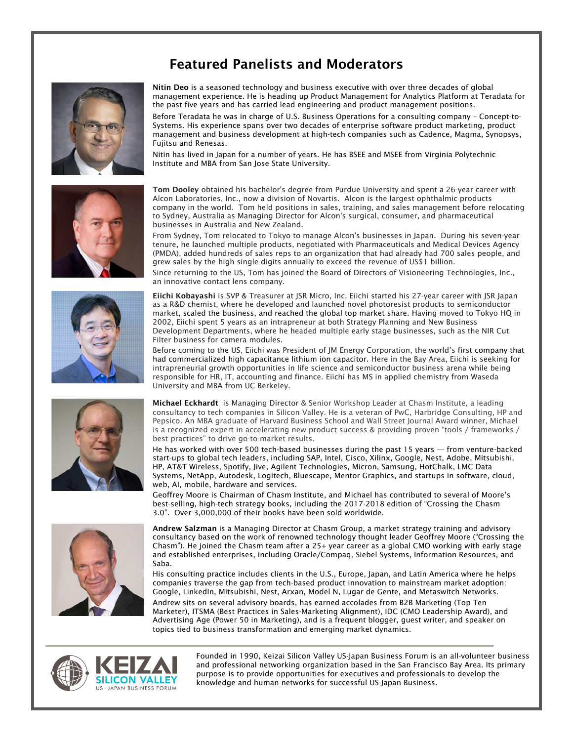# Featured Panelists and Moderators

**Nitin Deo** is a seasoned technology and business executive with over three decades of global management experience. He is heading up Product Management for Analytics Platform at Teradata for the past five years and has carried lead engineering and product management positions.

Before Teradata he was in charge of U.S. Business Operations for a consulting company – Concept-to-Systems. His experience spans over two decades of enterprise software product marketing, product management and business development at high-tech companies such as Cadence, Magma, Synopsys, Fujitsu and Renesas.

Nitin has lived in Japan for a number of years. He has BSEE and MSEE from Virginia Polytechnic Institute and MBA from San Jose State University.

**Tom Dooley** obtained his bachelor's degree from Purdue University and spent a 26-year career with Alcon Laboratories, Inc., now a division of Novartis. Alcon is the largest ophthalmic products company in the world. Tom held positions in sales, training, and sales management before relocating to Sydney, Australia as Managing Director for Alcon's surgical, consumer, and pharmaceutical businesses in Australia and New Zealand.

From Sydney, Tom relocated to Tokyo to manage Alcon's businesses in Japan. During his seven-year tenure, he launched multiple products, negotiated with Pharmaceuticals and Medical Devices Agency (PMDA), added hundreds of sales reps to an organization that had already had 700 sales people, and grew sales by the high single digits annually to exceed the revenue of US$1 billion.

Since returning to the US, Tom has joined the Board of Directors of Visioneering Technologies, Inc., an innovative contact lens company.

**Eiichi Kobayashi** is SVP & Treasurer at JSR Micro, Inc. Eiichi started his 27-year career with JSR Japan as a R&D chemist, where he developed and launched novel photoresist products to semiconductor market, scaled the business, and reached the global top market share. Having moved to Tokyo HQ in 2002, Eiichi spent 5 years as an intrapreneur at both Strategy Planning and New Business Development Departments, where he headed multiple early stage businesses, such as the NIR Cut Filter business for camera modules.

Before coming to the US, Eiichi was President of JM Energy Corporation, the world's first company that had commercialized high capacitance lithium ion capacitor. Here in the Bay Area, Eiichi is seeking for intrapreneurial growth opportunities in life science and semiconductor business arena while being responsible for HR, IT, accounting and finance. Eiichi has MS in applied chemistry from Waseda University and MBA from UC Berkeley.

**Michael Eckhardt** is Managing Director & Senior Workshop Leader at Chasm Institute, a leading consultancy to tech companies in Silicon Valley. He is a veteran of PwC, Harbridge Consulting, HP and Pepsico. An MBA graduate of Harvard Business School and Wall Street Journal Award winner, Michael is a recognized expert in accelerating new product success & providing proven "tools / frameworks / best practices" to drive go-to-market results.

He has worked with over 500 tech-based businesses during the past 15 years — from venture-backed start-ups to global tech leaders, including SAP, Intel, Cisco, Xilinx, Google, Nest, Adobe, Mitsubishi, HP, AT&T Wireless, Spotify, Jive, Agilent Technologies, Micron, Samsung, HotChalk, LMC Data Systems, NetApp, Autodesk, Logitech, Bluescape, Mentor Graphics, and startups in software, cloud, web, AI, mobile, hardware and services.

Geoffrey Moore is Chairman of Chasm Institute, and Michael has contributed to several of Moore's best-selling, high-tech strategy books, including the 2017-2018 edition of "Crossing the Chasm 3.0". Over 3,000,000 of their books have been sold worldwide.

**Andrew Salzman** is a Managing Director at Chasm Group, a market strategy training and advisory consultancy based on the work of renowned technology thought leader Geoffrey Moore ("Crossing the Chasm"). He joined the Chasm team after a 25+ year career as a global CMO working with early stage and established enterprises, including Oracle/Compaq, Siebel Systems, Information Resources, and Saba.

His consulting practice includes clients in the U.S., Europe, Japan, and Latin America where he helps companies traverse the gap from tech-based product innovation to mainstream market adoption: Google, LinkedIn, Mitsubishi, Nest, Arxan, Model N, Lugar de Gente, and Metaswitch Networks.

Andrew sits on several advisory boards, has earned accolades from B2B Marketing (Top Ten Marketer), ITSMA (Best Practices in Sales-Marketing Alignment), IDC (CMO Leadership Award), and Advertising Age (Power 50 in Marketing), and is a frequent blogger, guest writer, and speaker on topics tied to business transformation and emerging market dynamics.

---

KEIZAI SILICON VALLEY US · JAPAN BUSINESS FORUM

Founded in 1990, Keizai Silicon Valley US-Japan Business Forum is an all-volunteer business and professional networking organization based in the San Francisco Bay Area. Its primary purpose is to provide opportunities for executives and professionals to develop the knowledge and human networks for successful US-Japan Business.